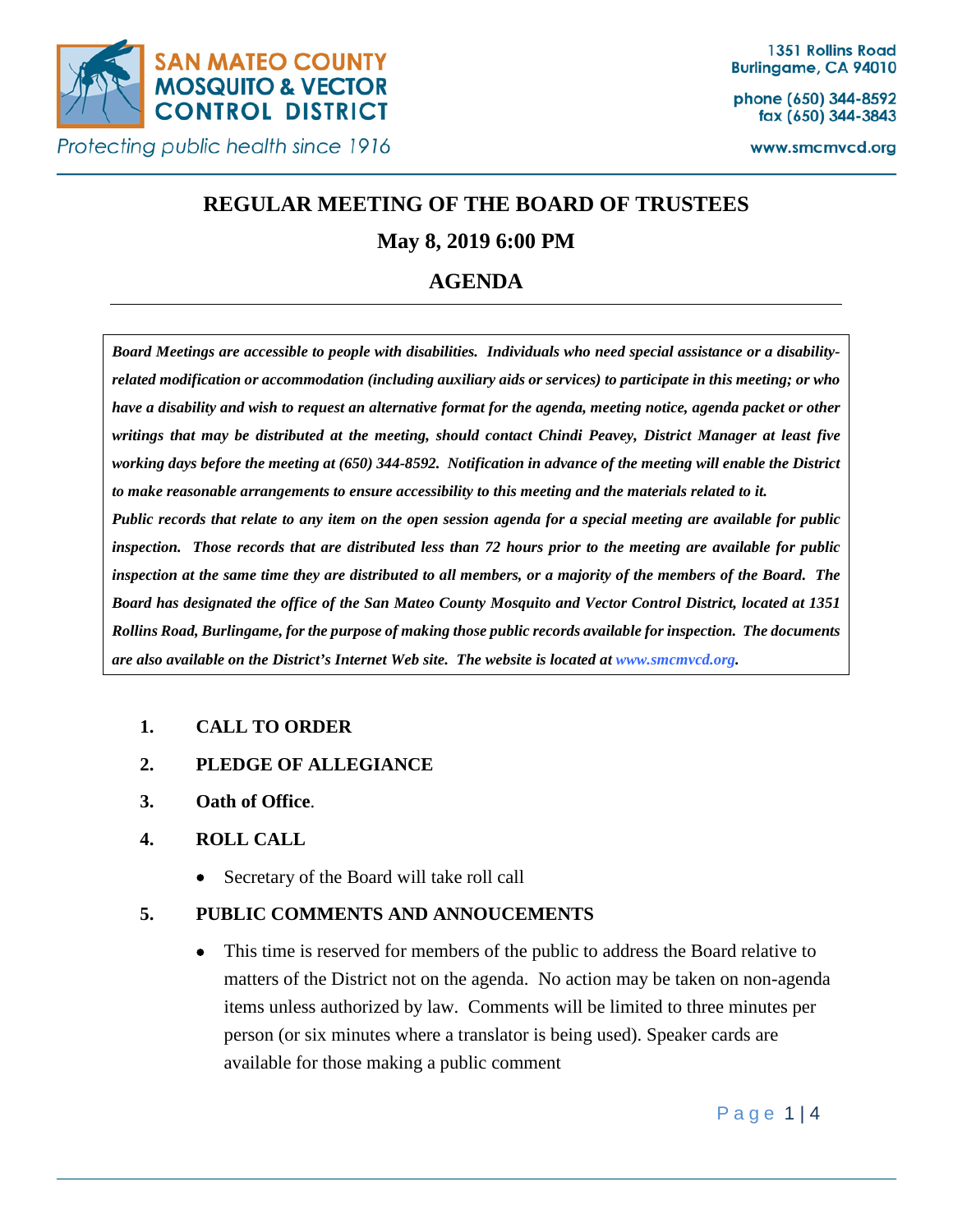SAN MATEO COUNTY MOSQUITO & VECTOR CONTROL DISTRICT

*Protecting public health since 1916*

1351 Rollins Road
Burlingame, CA 94010

phone (650) 344-8592
fax (650) 344-3843

www.smcmvcd.org

# REGULAR MEETING OF THE BOARD OF TRUSTEES

## May 8, 2019 6:00 PM

## AGENDA

***Board Meetings are accessible to people with disabilities. Individuals who need special assistance or a disability-related modification or accommodation (including auxiliary aids or services) to participate in this meeting; or who have a disability and wish to request an alternative format for the agenda, meeting notice, agenda packet or other writings that may be distributed at the meeting, should contact Chindi Peavey, District Manager at least five working days before the meeting at (650) 344-8592. Notification in advance of the meeting will enable the District to make reasonable arrangements to ensure accessibility to this meeting and the materials related to it.***

***Public records that relate to any item on the open session agenda for a special meeting are available for public inspection. Those records that are distributed less than 72 hours prior to the meeting are available for public inspection at the same time they are distributed to all members, or a majority of the members of the Board. The Board has designated the office of the San Mateo County Mosquito and Vector Control District, located at 1351 Rollins Road, Burlingame, for the purpose of making those public records available for inspection. The documents are also available on the District's Internet Web site. The website is located at www.smcmvcd.org.***

1. **CALL TO ORDER**
2. **PLEDGE OF ALLEGIANCE**
3. **Oath of Office**.
4. **ROLL CALL**
   - Secretary of the Board will take roll call
5. **PUBLIC COMMENTS AND ANNOUCEMENTS**
   - This time is reserved for members of the public to address the Board relative to matters of the District not on the agenda. No action may be taken on non-agenda items unless authorized by law. Comments will be limited to three minutes per person (or six minutes where a translator is being used). Speaker cards are available for those making a public comment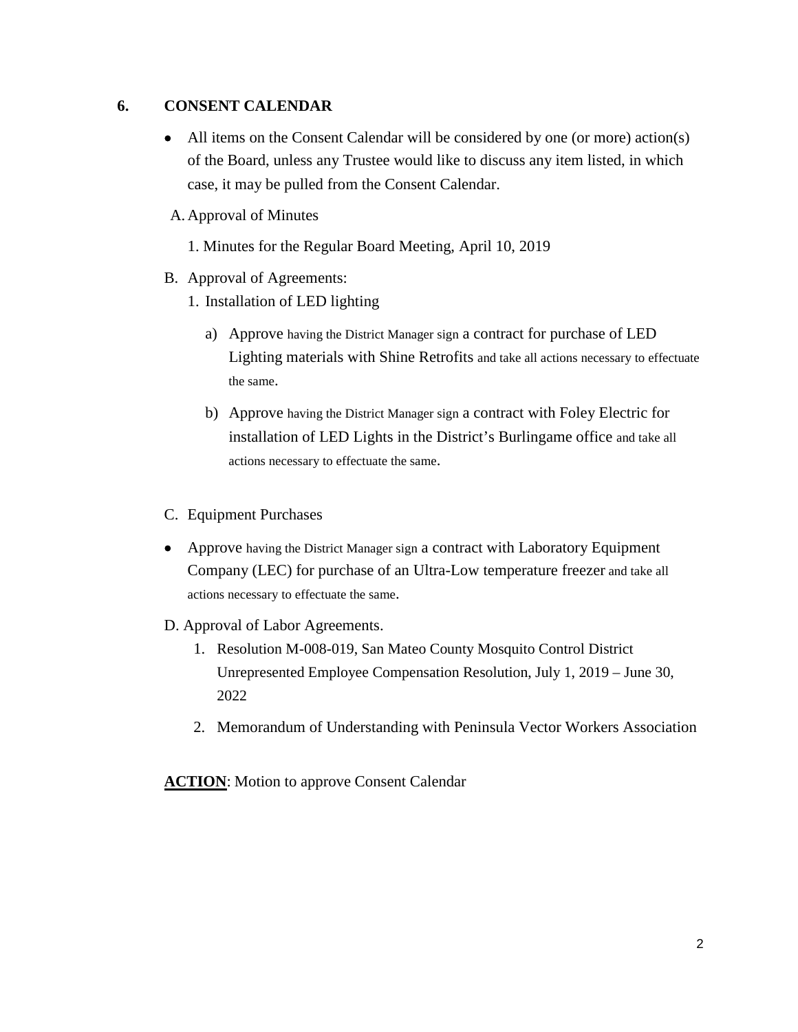## 6. CONSENT CALENDAR

- All items on the Consent Calendar will be considered by one (or more) action(s) of the Board, unless any Trustee would like to discuss any item listed, in which case, it may be pulled from the Consent Calendar.

A. Approval of Minutes

1. Minutes for the Regular Board Meeting, April 10, 2019

B. Approval of Agreements:

1. Installation of LED lighting

   a) Approve having the District Manager sign a contract for purchase of LED Lighting materials with Shine Retrofits and take all actions necessary to effectuate the same.

   b) Approve having the District Manager sign a contract with Foley Electric for installation of LED Lights in the District's Burlingame office and take all actions necessary to effectuate the same.

C. Equipment Purchases

- Approve having the District Manager sign a contract with Laboratory Equipment Company (LEC) for purchase of an Ultra-Low temperature freezer and take all actions necessary to effectuate the same.

D. Approval of Labor Agreements.

1. Resolution M-008-019, San Mateo County Mosquito Control District Unrepresented Employee Compensation Resolution, July 1, 2019 – June 30, 2022
2. Memorandum of Understanding with Peninsula Vector Workers Association

**ACTION**: Motion to approve Consent Calendar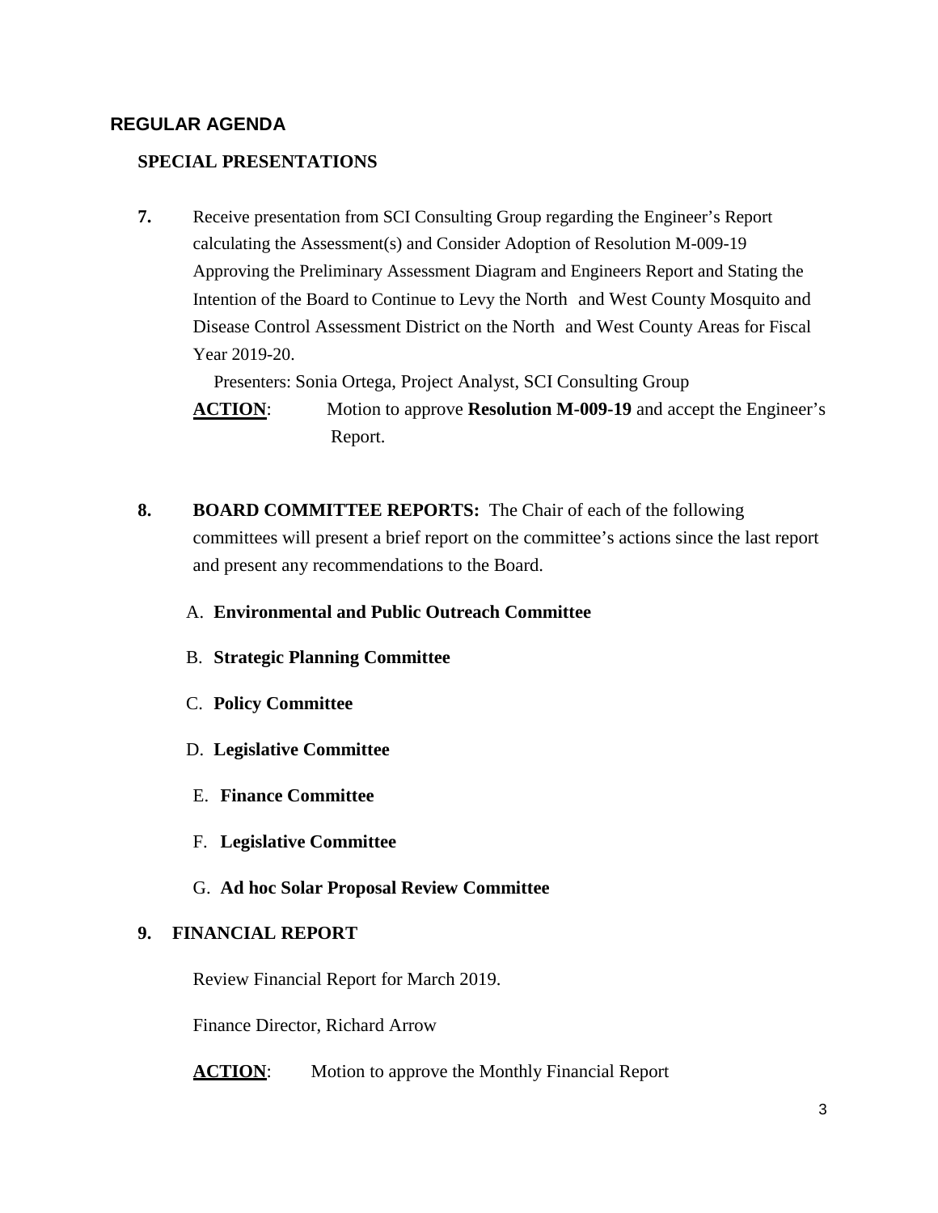## REGULAR AGENDA

### SPECIAL PRESENTATIONS

**7.** Receive presentation from SCI Consulting Group regarding the Engineer's Report calculating the Assessment(s) and Consider Adoption of Resolution M-009-19 Approving the Preliminary Assessment Diagram and Engineers Report and Stating the Intention of the Board to Continue to Levy the North and West County Mosquito and Disease Control Assessment District on the North and West County Areas for Fiscal Year 2019-20.

Presenters: Sonia Ortega, Project Analyst, SCI Consulting Group

**ACTION**: Motion to approve **Resolution M-009-19** and accept the Engineer's Report.

**8. BOARD COMMITTEE REPORTS:** The Chair of each of the following committees will present a brief report on the committee's actions since the last report and present any recommendations to the Board.

A. **Environmental and Public Outreach Committee**

B. **Strategic Planning Committee**

C. **Policy Committee**

D. **Legislative Committee**

E. **Finance Committee**

F. **Legislative Committee**

G. **Ad hoc Solar Proposal Review Committee**

**9. FINANCIAL REPORT**

Review Financial Report for March 2019.

Finance Director, Richard Arrow

**ACTION**: Motion to approve the Monthly Financial Report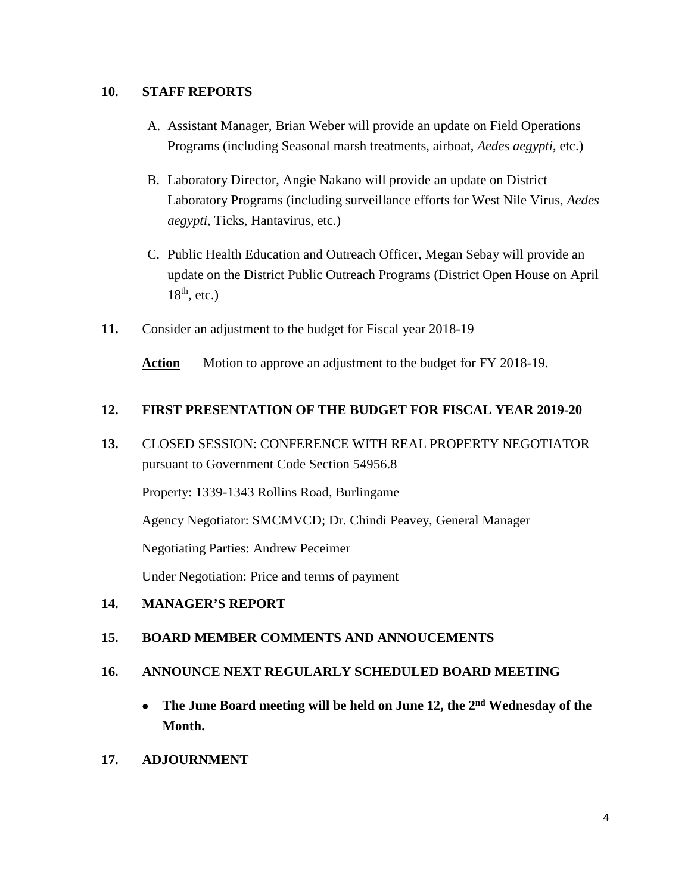**10. STAFF REPORTS**

A. Assistant Manager, Brian Weber will provide an update on Field Operations Programs (including Seasonal marsh treatments, airboat, *Aedes aegypti*, etc.)

B. Laboratory Director, Angie Nakano will provide an update on District Laboratory Programs (including surveillance efforts for West Nile Virus, *Aedes aegypti*, Ticks, Hantavirus, etc.)

C. Public Health Education and Outreach Officer, Megan Sebay will provide an update on the District Public Outreach Programs (District Open House on April 18th, etc.)

**11.** Consider an adjustment to the budget for Fiscal year 2018-19

**<u>Action</u>** Motion to approve an adjustment to the budget for FY 2018-19.

**12. FIRST PRESENTATION OF THE BUDGET FOR FISCAL YEAR 2019-20**

**13.** CLOSED SESSION: CONFERENCE WITH REAL PROPERTY NEGOTIATOR pursuant to Government Code Section 54956.8

Property: 1339-1343 Rollins Road, Burlingame

Agency Negotiator: SMCMVCD; Dr. Chindi Peavey, General Manager

Negotiating Parties: Andrew Peceimer

Under Negotiation: Price and terms of payment

**14. MANAGER'S REPORT**

**15. BOARD MEMBER COMMENTS AND ANNOUCEMENTS**

**16. ANNOUNCE NEXT REGULARLY SCHEDULED BOARD MEETING**

- **The June Board meeting will be held on June 12, the 2nd Wednesday of the Month.**

**17. ADJOURNMENT**